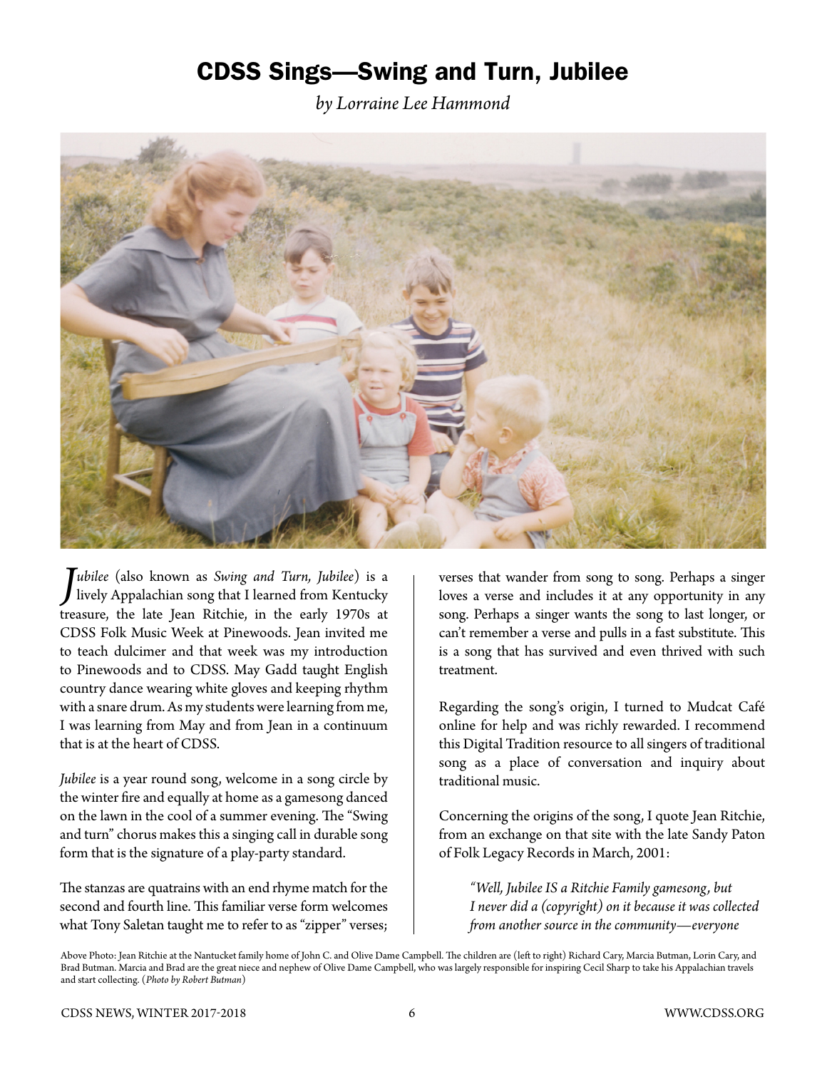# CDSS Sings—Swing and Turn, Jubilee

*by Lorraine Lee Hammond*

Above Photo: Jean Ritchie at the Nantucket family home of John C. and Olive Dame Campbell. The children are (left to right) Richard Cary, Marcia Butman, Lorin Cary, and Brad Butman. Marcia and Brad are the great niece and nephew of Olive Dame Campbell, who was largely responsible for inspiring Cecil Sharp to take his Appalachian travels and start collecting. (*Photo by Robert Butman*)

*Jubilee* (also known as *Swing and Turn, Jubilee*) is a lively Appalachian song that I learned from Kentucky treasure, the late Jean Ritchie, in the early 1970s at CDSS Folk Music Week at Pinewoods. Jean invited me to teach dulcimer and that week was my introduction to Pinewoods and to CDSS. May Gadd taught English country dance wearing white gloves and keeping rhythm with a snare drum. As my students were learning from me, I was learning from May and from Jean in a continuum that is at the heart of CDSS.

*Jubilee* is a year round song, welcome in a song circle by the winter fire and equally at home as a gamesong danced on the lawn in the cool of a summer evening. The "Swing and turn" chorus makes this a singing call in durable song form that is the signature of a play-party standard.

The stanzas are quatrains with an end rhyme match for the second and fourth line. This familiar verse form welcomes what Tony Saletan taught me to refer to as "zipper" verses; verses that wander from song to song. Perhaps a singer loves a verse and includes it at any opportunity in any song. Perhaps a singer wants the song to last longer, or can't remember a verse and pulls in a fast substitute. This is a song that has survived and even thrived with such treatment.

Regarding the song's origin, I turned to Mudcat Café online for help and was richly rewarded. I recommend this Digital Tradition resource to all singers of traditional song as a place of conversation and inquiry about traditional music.

Concerning the origins of the song, I quote Jean Ritchie, from an exchange on that site with the late Sandy Paton of Folk Legacy Records in March, 2001:

> *"Well, Jubilee IS a Ritchie Family gamesong, but I never did a (copyright) on it because it was collected from another source in the community—everyone*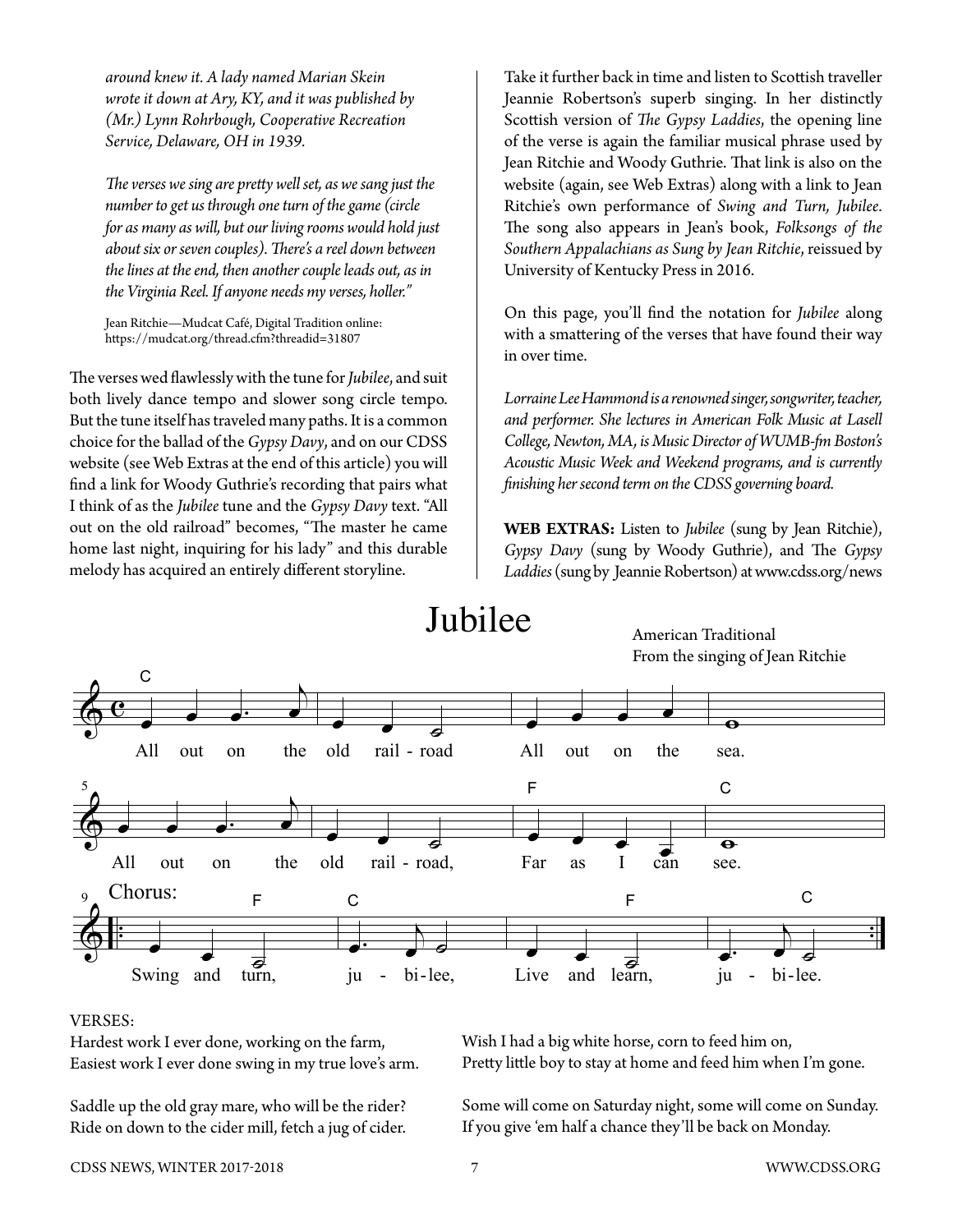*around knew it. A lady named Marian Skein wrote it down at Ary, KY, and it was published by (Mr.) Lynn Rohrbough, Cooperative Recreation Service, Delaware, OH in 1939.*

*The verses we sing are pretty well set, as we sang just the number to get us through one turn of the game (circle for as many as will, but our living rooms would hold just about six or seven couples). There's a reel down between the lines at the end, then another couple leads out, as in the Virginia Reel. If anyone needs my verses, holler."*

Jean Ritchie—Mudcat Café, Digital Tradition online: https://mudcat.org/thread.cfm?threadid=31807

The verses wed flawlessly with the tune for *Jubilee*, and suit both lively dance tempo and slower song circle tempo. But the tune itself has traveled many paths. It is a common choice for the ballad of the *Gypsy Davy*, and on our CDSS website (see Web Extras at the end of this article) you will find a link for Woody Guthrie's recording that pairs what I think of as the *Jubilee* tune and the *Gypsy Davy* text. "All out on the old railroad" becomes, "The master he came home last night, inquiring for his lady" and this durable melody has acquired an entirely different storyline.

Take it further back in time and listen to Scottish traveller Jeannie Robertson's superb singing. In her distinctly Scottish version of *The Gypsy Laddies*, the opening line of the verse is again the familiar musical phrase used by Jean Ritchie and Woody Guthrie. That link is also on the website (again, see Web Extras) along with a link to Jean Ritchie's own performance of *Swing and Turn, Jubilee*. The song also appears in Jean's book, *Folksongs of the Southern Appalachians as Sung by Jean Ritchie*, reissued by University of Kentucky Press in 2016.

On this page, you'll find the notation for *Jubilee* along with a smattering of the verses that have found their way in over time.

*Lorraine Lee Hammond is a renowned singer, songwriter, teacher, and performer. She lectures in American Folk Music at Lasell College, Newton, MA, is Music Director of WUMB-fm Boston's Acoustic Music Week and Weekend programs, and is currently finishing her second term on the CDSS governing board.*

**WEB EXTRAS:** Listen to *Jubilee* (sung by Jean Ritchie), *Gypsy Davy* (sung by Woody Guthrie), and The *Gypsy Laddies* (sung by Jeannie Robertson) at www.cdss.org/news

# Jubilee

American Traditional
From the singing of Jean Ritchie

All out on the old rail - road All out on the sea.
All out on the old rail - road, Far as I can see.

Chorus:
Swing and turn, ju - bi-lee, Live and learn, ju - bi-lee.

VERSES:

Hardest work I ever done, working on the farm,
Easiest work I ever done swing in my true love's arm.

Saddle up the old gray mare, who will be the rider?
Ride on down to the cider mill, fetch a jug of cider.

Wish I had a big white horse, corn to feed him on,
Pretty little boy to stay at home and feed him when I'm gone.

Some will come on Saturday night, some will come on Sunday.
If you give 'em half a chance they'll be back on Monday.